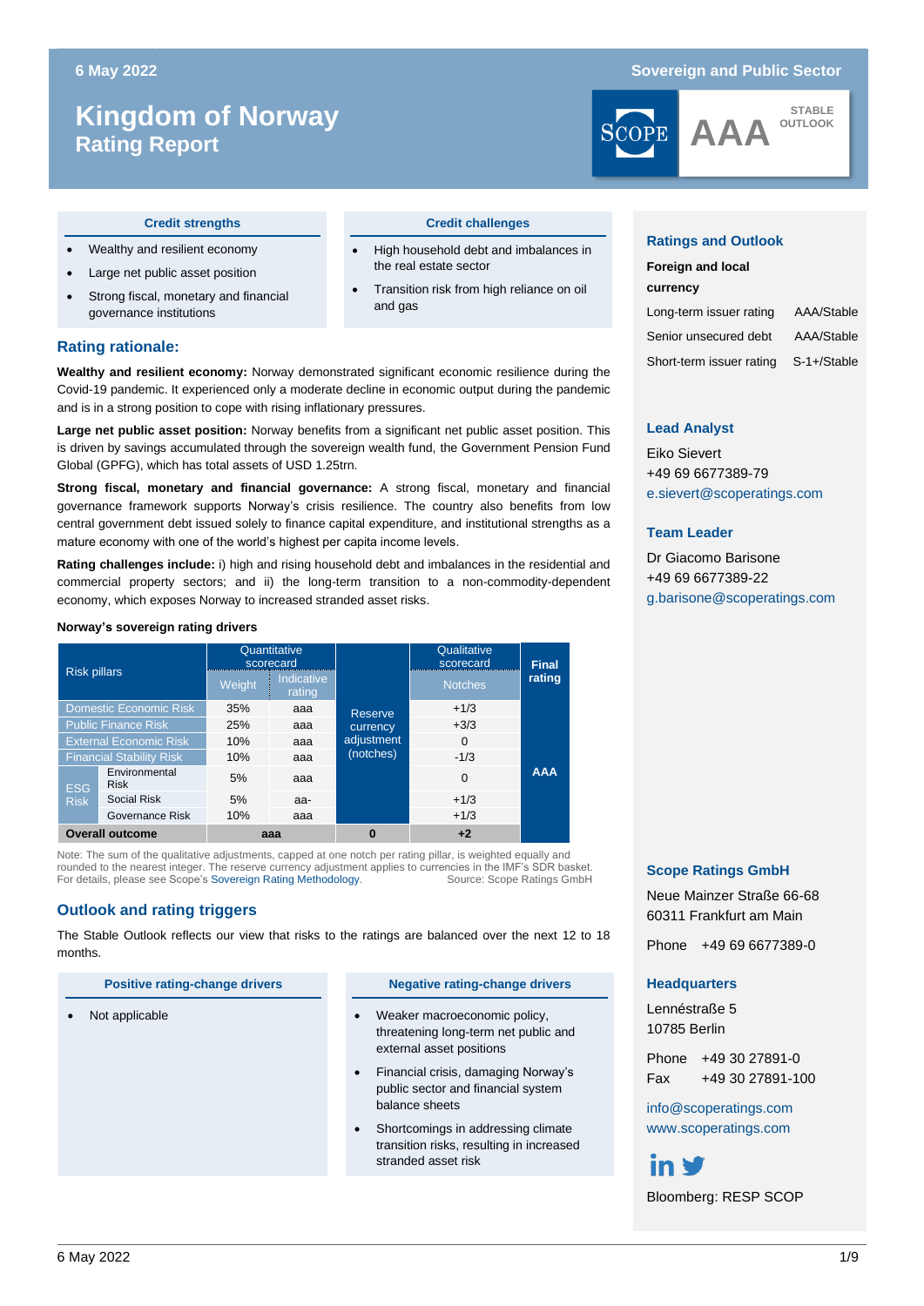6 May 2022

Sovereign and Public Sector

# Kingdom of Norway
## Rating Report

AAA STABLE OUTLOOK

### Credit strengths

- Wealthy and resilient economy
- Large net public asset position
- Strong fiscal, monetary and financial governance institutions

### Credit challenges

- High household debt and imbalances in the real estate sector
- Transition risk from high reliance on oil and gas

## Rating rationale:

**Wealthy and resilient economy:** Norway demonstrated significant economic resilience during the Covid-19 pandemic. It experienced only a moderate decline in economic output during the pandemic and is in a strong position to cope with rising inflationary pressures.

**Large net public asset position:** Norway benefits from a significant net public asset position. This is driven by savings accumulated through the sovereign wealth fund, the Government Pension Fund Global (GPFG), which has total assets of USD 1.25trn.

**Strong fiscal, monetary and financial governance:** A strong fiscal, monetary and financial governance framework supports Norway's crisis resilience. The country also benefits from low central government debt issued solely to finance capital expenditure, and institutional strengths as a mature economy with one of the world's highest per capita income levels.

**Rating challenges include:** i) high and rising household debt and imbalances in the residential and commercial property sectors; and ii) the long-term transition to a non-commodity-dependent economy, which exposes Norway to increased stranded asset risks.

**Norway's sovereign rating drivers**

| Risk pillars | | Quantitative scorecard | | Reserve currency adjustment (notches) | Qualitative scorecard | Final rating |
|---|---|---|---|---|---|---|
| | | Weight | Indicative rating | | Notches | |
| Domestic Economic Risk | | 35% | aaa | | +1/3 | AAA |
| Public Finance Risk | | 25% | aaa | | +3/3 | |
| External Economic Risk | | 10% | aaa | | 0 | |
| Financial Stability Risk | | 10% | aaa | | -1/3 | |
| ESG Risk | Environmental Risk | 5% | aaa | | 0 | |
| | Social Risk | 5% | aa- | | +1/3 | |
| | Governance Risk | 10% | aaa | | +1/3 | |
| **Overall outcome** | | | **aaa** | **0** | **+2** | |

Note: The sum of the qualitative adjustments, capped at one notch per rating pillar, is weighted equally and rounded to the nearest integer. The reserve currency adjustment applies to currencies in the IMF's SDR basket. For details, please see Scope's Sovereign Rating Methodology. Source: Scope Ratings GmbH

## Outlook and rating triggers

The Stable Outlook reflects our view that risks to the ratings are balanced over the next 12 to 18 months.

### Positive rating-change drivers

- Not applicable

### Negative rating-change drivers

- Weaker macroeconomic policy, threatening long-term net public and external asset positions
- Financial crisis, damaging Norway's public sector and financial system balance sheets
- Shortcomings in addressing climate transition risks, resulting in increased stranded asset risk

### Ratings and Outlook

**Foreign and local currency**

| | |
|---|---|
| Long-term issuer rating | AAA/Stable |
| Senior unsecured debt | AAA/Stable |
| Short-term issuer rating | S-1+/Stable |

### Lead Analyst

Eiko Sievert
+49 69 6677389-79
e.sievert@scoperatings.com

### Team Leader

Dr Giacomo Barisone
+49 69 6677389-22
g.barisone@scoperatings.com

### Scope Ratings GmbH

Neue Mainzer Straße 66-68
60311 Frankfurt am Main

Phone +49 69 6677389-0

### Headquarters

Lennéstraße 5
10785 Berlin

Phone +49 30 27891-0
Fax +49 30 27891-100

info@scoperatings.com
www.scoperatings.com

Bloomberg: RESP SCOP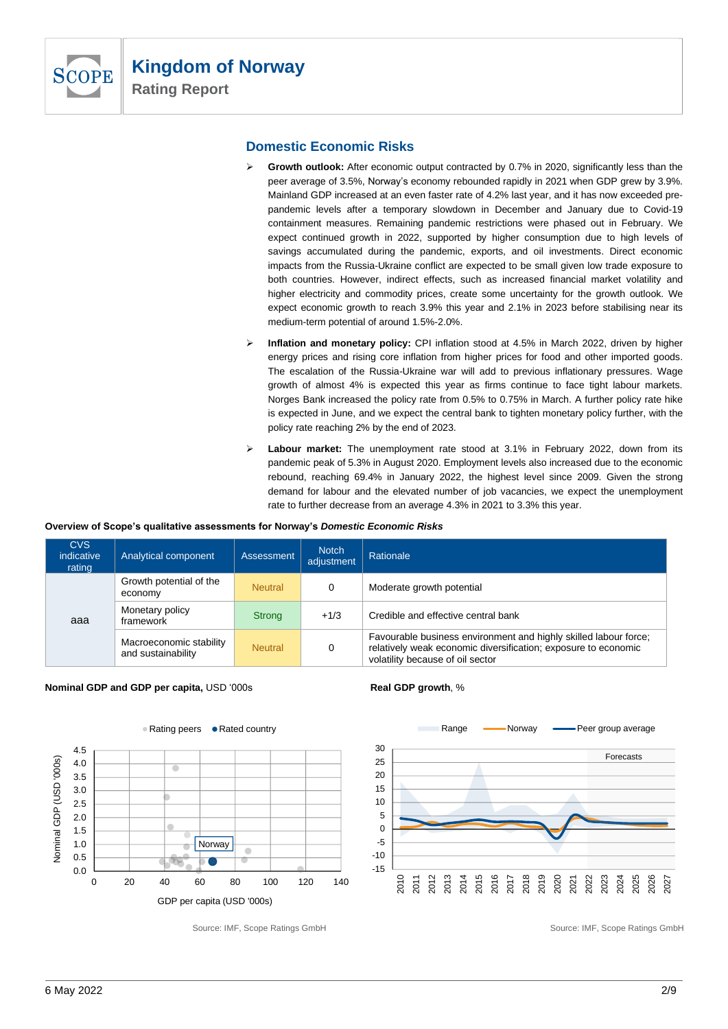## Domestic Economic Risks

- **Growth outlook:** After economic output contracted by 0.7% in 2020, significantly less than the peer average of 3.5%, Norway's economy rebounded rapidly in 2021 when GDP grew by 3.9%. Mainland GDP increased at an even faster rate of 4.2% last year, and it has now exceeded pre-pandemic levels after a temporary slowdown in December and January due to Covid-19 containment measures. Remaining pandemic restrictions were phased out in February. We expect continued growth in 2022, supported by higher consumption due to high levels of savings accumulated during the pandemic, exports, and oil investments. Direct economic impacts from the Russia-Ukraine conflict are expected to be small given low trade exposure to both countries. However, indirect effects, such as increased financial market volatility and higher electricity and commodity prices, create some uncertainty for the growth outlook. We expect economic growth to reach 3.9% this year and 2.1% in 2023 before stabilising near its medium-term potential of around 1.5%-2.0%.
- **Inflation and monetary policy:** CPI inflation stood at 4.5% in March 2022, driven by higher energy prices and rising core inflation from higher prices for food and other imported goods. The escalation of the Russia-Ukraine war will add to previous inflationary pressures. Wage growth of almost 4% is expected this year as firms continue to face tight labour markets. Norges Bank increased the policy rate from 0.5% to 0.75% in March. A further policy rate hike is expected in June, and we expect the central bank to tighten monetary policy further, with the policy rate reaching 2% by the end of 2023.
- **Labour market:** The unemployment rate stood at 3.1% in February 2022, down from its pandemic peak of 5.3% in August 2020. Employment levels also increased due to the economic rebound, reaching 69.4% in January 2022, the highest level since 2009. Given the strong demand for labour and the elevated number of job vacancies, we expect the unemployment rate to further decrease from an average 4.3% in 2021 to 3.3% this year.

**Overview of Scope's qualitative assessments for Norway's *Domestic Economic Risks***

| CVS indicative rating | Analytical component | Assessment | Notch adjustment | Rationale |
|---|---|---|---|---|
| aaa | Growth potential of the economy | Neutral | 0 | Moderate growth potential |
| | Monetary policy framework | Strong | +1/3 | Credible and effective central bank |
| | Macroeconomic stability and sustainability | Neutral | 0 | Favourable business environment and highly skilled labour force; relatively weak economic diversification; exposure to economic volatility because of oil sector |

**Nominal GDP and GDP per capita,** USD '000s

Source: IMF, Scope Ratings GmbH

**Real GDP growth**, %

Source: IMF, Scope Ratings GmbH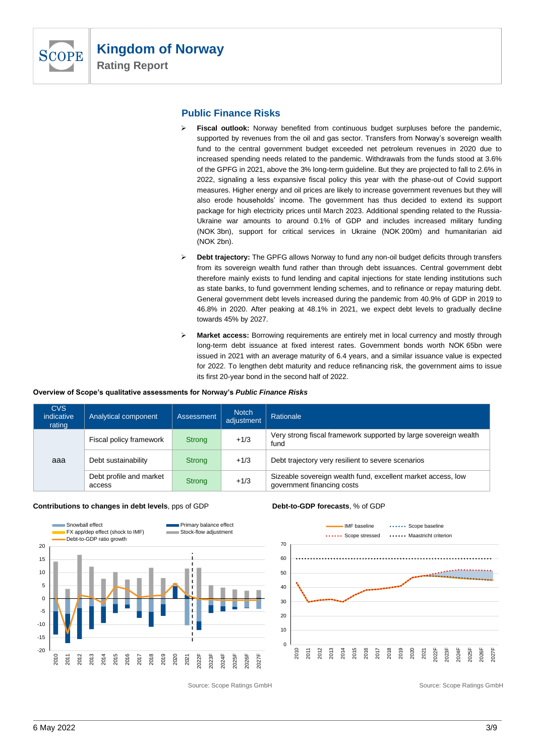## Public Finance Risks

- **Fiscal outlook:** Norway benefited from continuous budget surpluses before the pandemic, supported by revenues from the oil and gas sector. Transfers from Norway's sovereign wealth fund to the central government budget exceeded net petroleum revenues in 2020 due to increased spending needs related to the pandemic. Withdrawals from the funds stood at 3.6% of the GPFG in 2021, above the 3% long-term guideline. But they are projected to fall to 2.6% in 2022, signaling a less expansive fiscal policy this year with the phase-out of Covid support measures. Higher energy and oil prices are likely to increase government revenues but they will also erode households' income. The government has thus decided to extend its support package for high electricity prices until March 2023. Additional spending related to the Russia-Ukraine war amounts to around 0.1% of GDP and includes increased military funding (NOK 3bn), support for critical services in Ukraine (NOK 200m) and humanitarian aid (NOK 2bn).

- **Debt trajectory:** The GPFG allows Norway to fund any non-oil budget deficits through transfers from its sovereign wealth fund rather than through debt issuances. Central government debt therefore mainly exists to fund lending and capital injections for state lending institutions such as state banks, to fund government lending schemes, and to refinance or repay maturing debt. General government debt levels increased during the pandemic from 40.9% of GDP in 2019 to 46.8% in 2020. After peaking at 48.1% in 2021, we expect debt levels to gradually decline towards 45% by 2027.

- **Market access:** Borrowing requirements are entirely met in local currency and mostly through long-term debt issuance at fixed interest rates. Government bonds worth NOK 65bn were issued in 2021 with an average maturity of 6.4 years, and a similar issuance value is expected for 2022. To lengthen debt maturity and reduce refinancing risk, the government aims to issue its first 20-year bond in the second half of 2022.

**Overview of Scope's qualitative assessments for Norway's *Public Finance Risks***

| CVS indicative rating | Analytical component | Assessment | Notch adjustment | Rationale |
|---|---|---|---|---|
| aaa | Fiscal policy framework | Strong | +1/3 | Very strong fiscal framework supported by large sovereign wealth fund |
| | Debt sustainability | Strong | +1/3 | Debt trajectory very resilient to severe scenarios |
| | Debt profile and market access | Strong | +1/3 | Sizeable sovereign wealth fund, excellent market access, low government financing costs |

**Contributions to changes in debt levels**, pps of GDP

Source: Scope Ratings GmbH

**Debt-to-GDP forecasts**, % of GDP

Source: Scope Ratings GmbH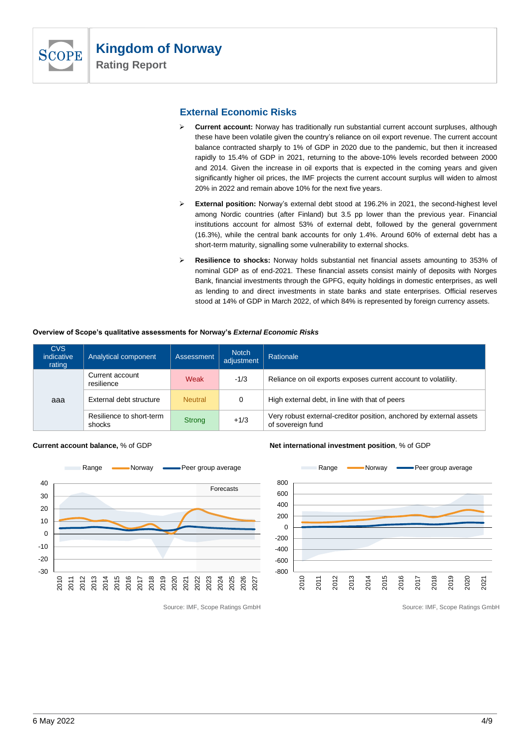## External Economic Risks

- **Current account:** Norway has traditionally run substantial current account surpluses, although these have been volatile given the country's reliance on oil export revenue. The current account balance contracted sharply to 1% of GDP in 2020 due to the pandemic, but then it increased rapidly to 15.4% of GDP in 2021, returning to the above-10% levels recorded between 2000 and 2014. Given the increase in oil exports that is expected in the coming years and given significantly higher oil prices, the IMF projects the current account surplus will widen to almost 20% in 2022 and remain above 10% for the next five years.
- **External position:** Norway's external debt stood at 196.2% in 2021, the second-highest level among Nordic countries (after Finland) but 3.5 pp lower than the previous year. Financial institutions account for almost 53% of external debt, followed by the general government (16.3%), while the central bank accounts for only 1.4%. Around 60% of external debt has a short-term maturity, signalling some vulnerability to external shocks.
- **Resilience to shocks:** Norway holds substantial net financial assets amounting to 353% of nominal GDP as of end-2021. These financial assets consist mainly of deposits with Norges Bank, financial investments through the GPFG, equity holdings in domestic enterprises, as well as lending to and direct investments in state banks and state enterprises. Official reserves stood at 14% of GDP in March 2022, of which 84% is represented by foreign currency assets.

**Overview of Scope's qualitative assessments for Norway's *External Economic Risks***

| CVS indicative rating | Analytical component | Assessment | Notch adjustment | Rationale |
|---|---|---|---|---|
| aaa | Current account resilience | Weak | -1/3 | Reliance on oil exports exposes current account to volatility. |
| | External debt structure | Neutral | 0 | High external debt, in line with that of peers |
| | Resilience to short-term shocks | Strong | +1/3 | Very robust external-creditor position, anchored by external assets of sovereign fund |

**Current account balance,** % of GDP

Source: IMF, Scope Ratings GmbH

**Net international investment position**, % of GDP

Source: IMF, Scope Ratings GmbH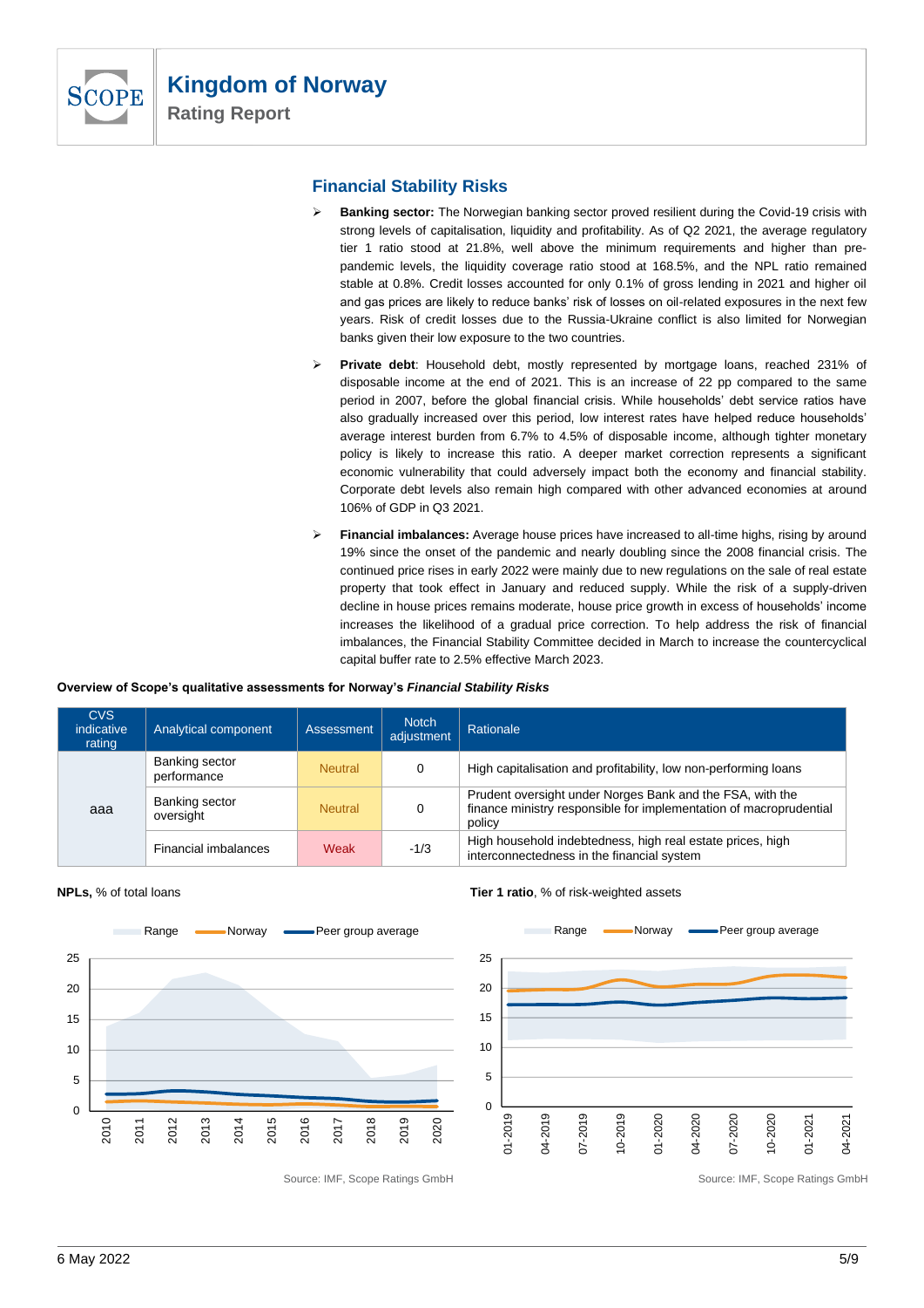## Financial Stability Risks

- **Banking sector:** The Norwegian banking sector proved resilient during the Covid-19 crisis with strong levels of capitalisation, liquidity and profitability. As of Q2 2021, the average regulatory tier 1 ratio stood at 21.8%, well above the minimum requirements and higher than pre-pandemic levels, the liquidity coverage ratio stood at 168.5%, and the NPL ratio remained stable at 0.8%. Credit losses accounted for only 0.1% of gross lending in 2021 and higher oil and gas prices are likely to reduce banks' risk of losses on oil-related exposures in the next few years. Risk of credit losses due to the Russia-Ukraine conflict is also limited for Norwegian banks given their low exposure to the two countries.
- **Private debt**: Household debt, mostly represented by mortgage loans, reached 231% of disposable income at the end of 2021. This is an increase of 22 pp compared to the same period in 2007, before the global financial crisis. While households' debt service ratios have also gradually increased over this period, low interest rates have helped reduce households' average interest burden from 6.7% to 4.5% of disposable income, although tighter monetary policy is likely to increase this ratio. A deeper market correction represents a significant economic vulnerability that could adversely impact both the economy and financial stability. Corporate debt levels also remain high compared with other advanced economies at around 106% of GDP in Q3 2021.
- **Financial imbalances:** Average house prices have increased to all-time highs, rising by around 19% since the onset of the pandemic and nearly doubling since the 2008 financial crisis. The continued price rises in early 2022 were mainly due to new regulations on the sale of real estate property that took effect in January and reduced supply. While the risk of a supply-driven decline in house prices remains moderate, house price growth in excess of households' income increases the likelihood of a gradual price correction. To help address the risk of financial imbalances, the Financial Stability Committee decided in March to increase the countercyclical capital buffer rate to 2.5% effective March 2023.

**Overview of Scope's qualitative assessments for Norway's *Financial Stability Risks***

| CVS indicative rating | Analytical component | Assessment | Notch adjustment | Rationale |
|---|---|---|---|---|
| aaa | Banking sector performance | Neutral | 0 | High capitalisation and profitability, low non-performing loans |
| | Banking sector oversight | Neutral | 0 | Prudent oversight under Norges Bank and the FSA, with the finance ministry responsible for implementation of macroprudential policy |
| | Financial imbalances | Weak | -1/3 | High household indebtedness, high real estate prices, high interconnectedness in the financial system |

**NPLs,** % of total loans

Source: IMF, Scope Ratings GmbH

**Tier 1 ratio**, % of risk-weighted assets

Source: IMF, Scope Ratings GmbH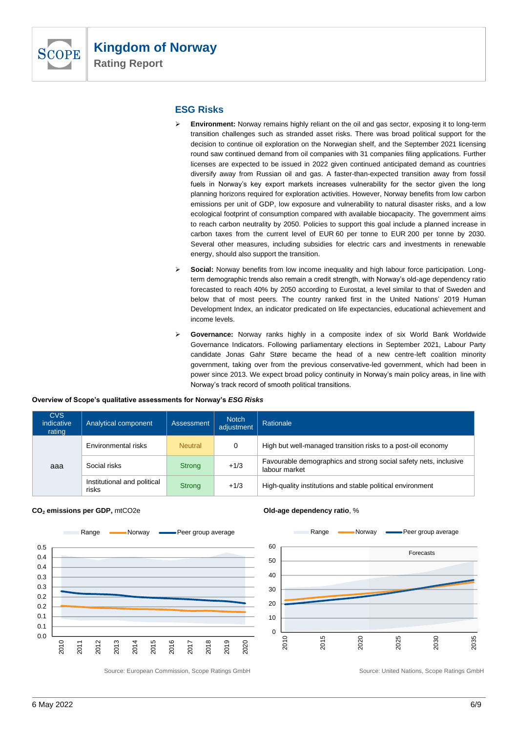## ESG Risks

- **Environment:** Norway remains highly reliant on the oil and gas sector, exposing it to long-term transition challenges such as stranded asset risks. There was broad political support for the decision to continue oil exploration on the Norwegian shelf, and the September 2021 licensing round saw continued demand from oil companies with 31 companies filing applications. Further licenses are expected to be issued in 2022 given continued anticipated demand as countries diversify away from Russian oil and gas. A faster-than-expected transition away from fossil fuels in Norway's key export markets increases vulnerability for the sector given the long planning horizons required for exploration activities. However, Norway benefits from low carbon emissions per unit of GDP, low exposure and vulnerability to natural disaster risks, and a low ecological footprint of consumption compared with available biocapacity. The government aims to reach carbon neutrality by 2050. Policies to support this goal include a planned increase in carbon taxes from the current level of EUR 60 per tonne to EUR 200 per tonne by 2030. Several other measures, including subsidies for electric cars and investments in renewable energy, should also support the transition.

- **Social:** Norway benefits from low income inequality and high labour force participation. Long-term demographic trends also remain a credit strength, with Norway's old-age dependency ratio forecasted to reach 40% by 2050 according to Eurostat, a level similar to that of Sweden and below that of most peers. The country ranked first in the United Nations' 2019 Human Development Index, an indicator predicated on life expectancies, educational achievement and income levels.

- **Governance:** Norway ranks highly in a composite index of six World Bank Worldwide Governance Indicators. Following parliamentary elections in September 2021, Labour Party candidate Jonas Gahr Støre became the head of a new centre-left coalition minority government, taking over from the previous conservative-led government, which had been in power since 2013. We expect broad policy continuity in Norway's main policy areas, in line with Norway's track record of smooth political transitions.

**Overview of Scope's qualitative assessments for Norway's *ESG Risks***

| CVS indicative rating | Analytical component | Assessment | Notch adjustment | Rationale |
|---|---|---|---|---|
| aaa | Environmental risks | Neutral | 0 | High but well-managed transition risks to a post-oil economy |
| | Social risks | Strong | +1/3 | Favourable demographics and strong social safety nets, inclusive labour market |
| | Institutional and political risks | Strong | +1/3 | High-quality institutions and stable political environment |

**$CO_2$ emissions per GDP,** mtCO2e

Source: European Commission, Scope Ratings GmbH

**Old-age dependency ratio**, %

Source: United Nations, Scope Ratings GmbH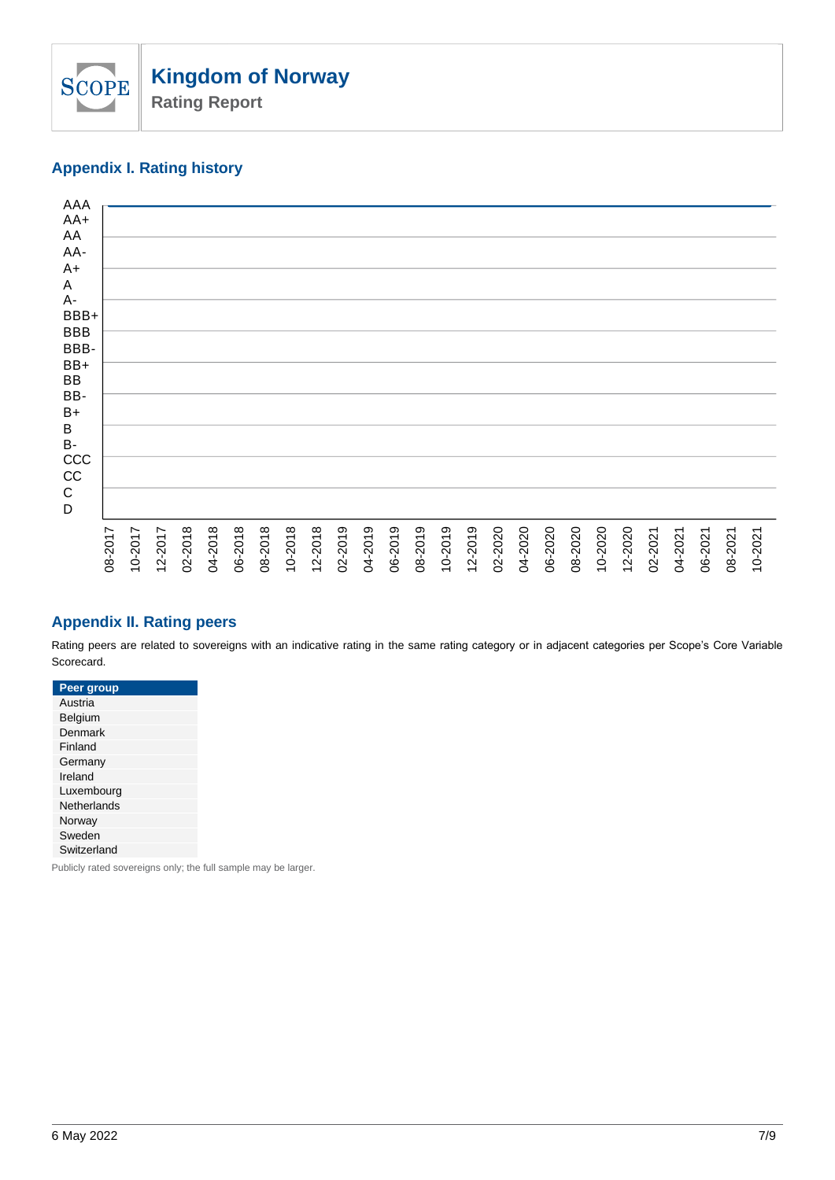## Appendix I. Rating history

## Appendix II. Rating peers

Rating peers are related to sovereigns with an indicative rating in the same rating category or in adjacent categories per Scope's Core Variable Scorecard.

| Peer group |
| --- |
| Austria |
| Belgium |
| Denmark |
| Finland |
| Germany |
| Ireland |
| Luxembourg |
| Netherlands |
| Norway |
| Sweden |
| Switzerland |

Publicly rated sovereigns only; the full sample may be larger.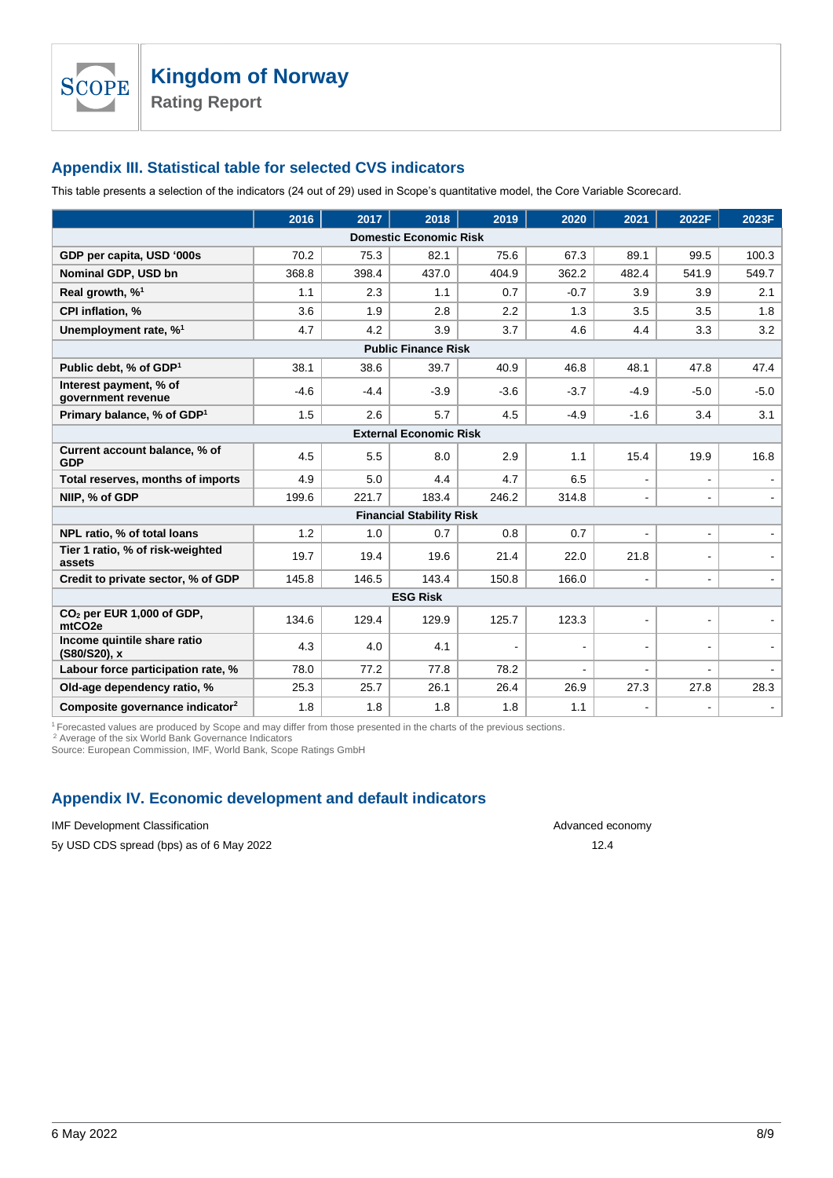## Appendix III. Statistical table for selected CVS indicators

This table presents a selection of the indicators (24 out of 29) used in Scope's quantitative model, the Core Variable Scorecard.

| | 2016 | 2017 | 2018 | 2019 | 2020 | 2021 | 2022F | 2023F |
|---|---|---|---|---|---|---|---|---|
| **Domestic Economic Risk** | | | | | | | | |
| GDP per capita, USD '000s | 70.2 | 75.3 | 82.1 | 75.6 | 67.3 | 89.1 | 99.5 | 100.3 |
| Nominal GDP, USD bn | 368.8 | 398.4 | 437.0 | 404.9 | 362.2 | 482.4 | 541.9 | 549.7 |
| Real growth, %[1] | 1.1 | 2.3 | 1.1 | 0.7 | -0.7 | 3.9 | 3.9 | 2.1 |
| CPI inflation, % | 3.6 | 1.9 | 2.8 | 2.2 | 1.3 | 3.5 | 3.5 | 1.8 |
| Unemployment rate, %[1] | 4.7 | 4.2 | 3.9 | 3.7 | 4.6 | 4.4 | 3.3 | 3.2 |
| **Public Finance Risk** | | | | | | | | |
| Public debt, % of GDP[1] | 38.1 | 38.6 | 39.7 | 40.9 | 46.8 | 48.1 | 47.8 | 47.4 |
| Interest payment, % of government revenue | -4.6 | -4.4 | -3.9 | -3.6 | -3.7 | -4.9 | -5.0 | -5.0 |
| Primary balance, % of GDP[1] | 1.5 | 2.6 | 5.7 | 4.5 | -4.9 | -1.6 | 3.4 | 3.1 |
| **External Economic Risk** | | | | | | | | |
| Current account balance, % of GDP | 4.5 | 5.5 | 8.0 | 2.9 | 1.1 | 15.4 | 19.9 | 16.8 |
| Total reserves, months of imports | 4.9 | 5.0 | 4.4 | 4.7 | 6.5 | - | - | - |
| NIIP, % of GDP | 199.6 | 221.7 | 183.4 | 246.2 | 314.8 | - | - | - |
| **Financial Stability Risk** | | | | | | | | |
| NPL ratio, % of total loans | 1.2 | 1.0 | 0.7 | 0.8 | 0.7 | - | - | - |
| Tier 1 ratio, % of risk-weighted assets | 19.7 | 19.4 | 19.6 | 21.4 | 22.0 | 21.8 | - | - |
| Credit to private sector, % of GDP | 145.8 | 146.5 | 143.4 | 150.8 | 166.0 | - | - | - |
| **ESG Risk** | | | | | | | | |
| $CO_2$ per EUR 1,000 of GDP, mtCO2e | 134.6 | 129.4 | 129.9 | 125.7 | 123.3 | - | - | - |
| Income quintile share ratio (S80/S20), x | 4.3 | 4.0 | 4.1 | - | - | - | - | - |
| Labour force participation rate, % | 78.0 | 77.2 | 77.8 | 78.2 | - | - | - | - |
| Old-age dependency ratio, % | 25.3 | 25.7 | 26.1 | 26.4 | 26.9 | 27.3 | 27.8 | 28.3 |
| Composite governance indicator[2] | 1.8 | 1.8 | 1.8 | 1.8 | 1.1 | - | - | - |

[1] Forecasted values are produced by Scope and may differ from those presented in the charts of the previous sections.
[2] Average of the six World Bank Governance Indicators
Source: European Commission, IMF, World Bank, Scope Ratings GmbH

## Appendix IV. Economic development and default indicators

| | |
|---|---|
| IMF Development Classification | Advanced economy |
| 5y USD CDS spread (bps) as of 6 May 2022 | 12.4 |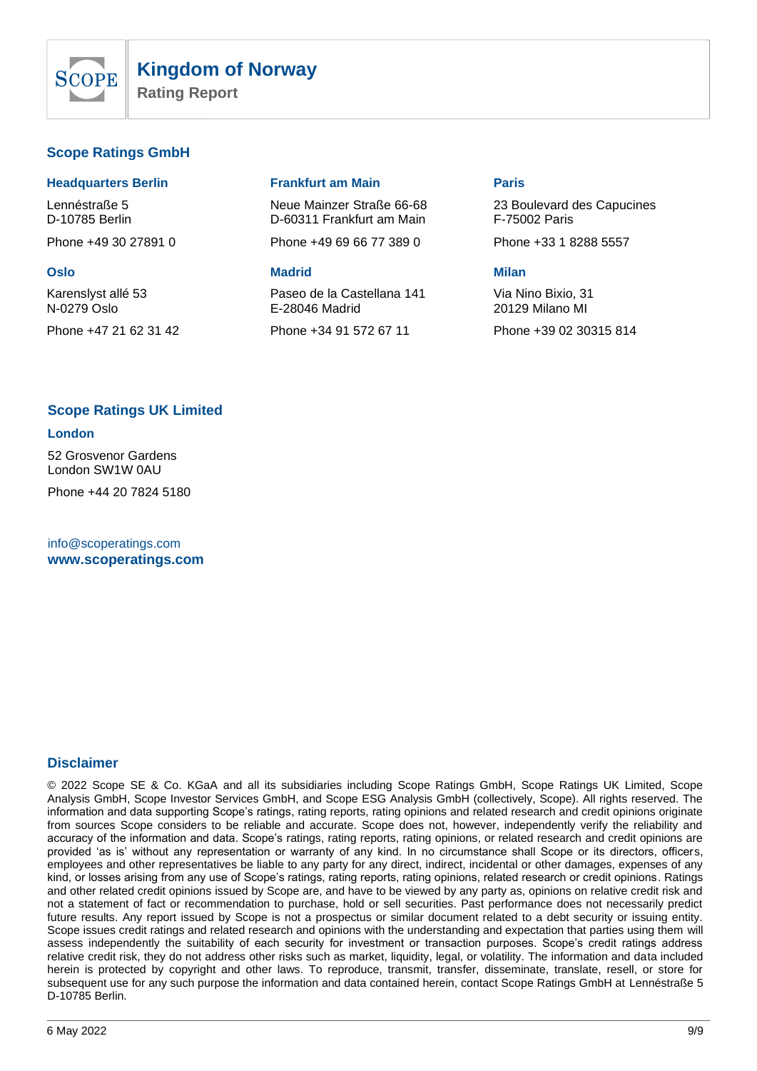## Scope Ratings GmbH

### Headquarters Berlin

Lennéstraße 5
D-10785 Berlin

Phone +49 30 27891 0

### Frankfurt am Main

Neue Mainzer Straße 66-68
D-60311 Frankfurt am Main

Phone +49 69 66 77 389 0

### Paris

23 Boulevard des Capucines
F-75002 Paris

Phone +33 1 8288 5557

### Oslo

Karenslyst allé 53
N-0279 Oslo

Phone +47 21 62 31 42

### Madrid

Paseo de la Castellana 141
E-28046 Madrid

Phone +34 91 572 67 11

### Milan

Via Nino Bixio, 31
20129 Milano MI

Phone +39 02 30315 814

## Scope Ratings UK Limited

### London

52 Grosvenor Gardens
London SW1W 0AU

Phone +44 20 7824 5180

info@scoperatings.com
**www.scoperatings.com**

## Disclaimer

© 2022 Scope SE & Co. KGaA and all its subsidiaries including Scope Ratings GmbH, Scope Ratings UK Limited, Scope Analysis GmbH, Scope Investor Services GmbH, and Scope ESG Analysis GmbH (collectively, Scope). All rights reserved. The information and data supporting Scope's ratings, rating reports, rating opinions and related research and credit opinions originate from sources Scope considers to be reliable and accurate. Scope does not, however, independently verify the reliability and accuracy of the information and data. Scope's ratings, rating reports, rating opinions, or related research and credit opinions are provided 'as is' without any representation or warranty of any kind. In no circumstance shall Scope or its directors, officers, employees and other representatives be liable to any party for any direct, indirect, incidental or other damages, expenses of any kind, or losses arising from any use of Scope's ratings, rating reports, rating opinions, related research or credit opinions. Ratings and other related credit opinions issued by Scope are, and have to be viewed by any party as, opinions on relative credit risk and not a statement of fact or recommendation to purchase, hold or sell securities. Past performance does not necessarily predict future results. Any report issued by Scope is not a prospectus or similar document related to a debt security or issuing entity. Scope issues credit ratings and related research and opinions with the understanding and expectation that parties using them will assess independently the suitability of each security for investment or transaction purposes. Scope's credit ratings address relative credit risk, they do not address other risks such as market, liquidity, legal, or volatility. The information and data included herein is protected by copyright and other laws. To reproduce, transmit, transfer, disseminate, translate, resell, or store for subsequent use for any such purpose the information and data contained herein, contact Scope Ratings GmbH at Lennéstraße 5 D-10785 Berlin.